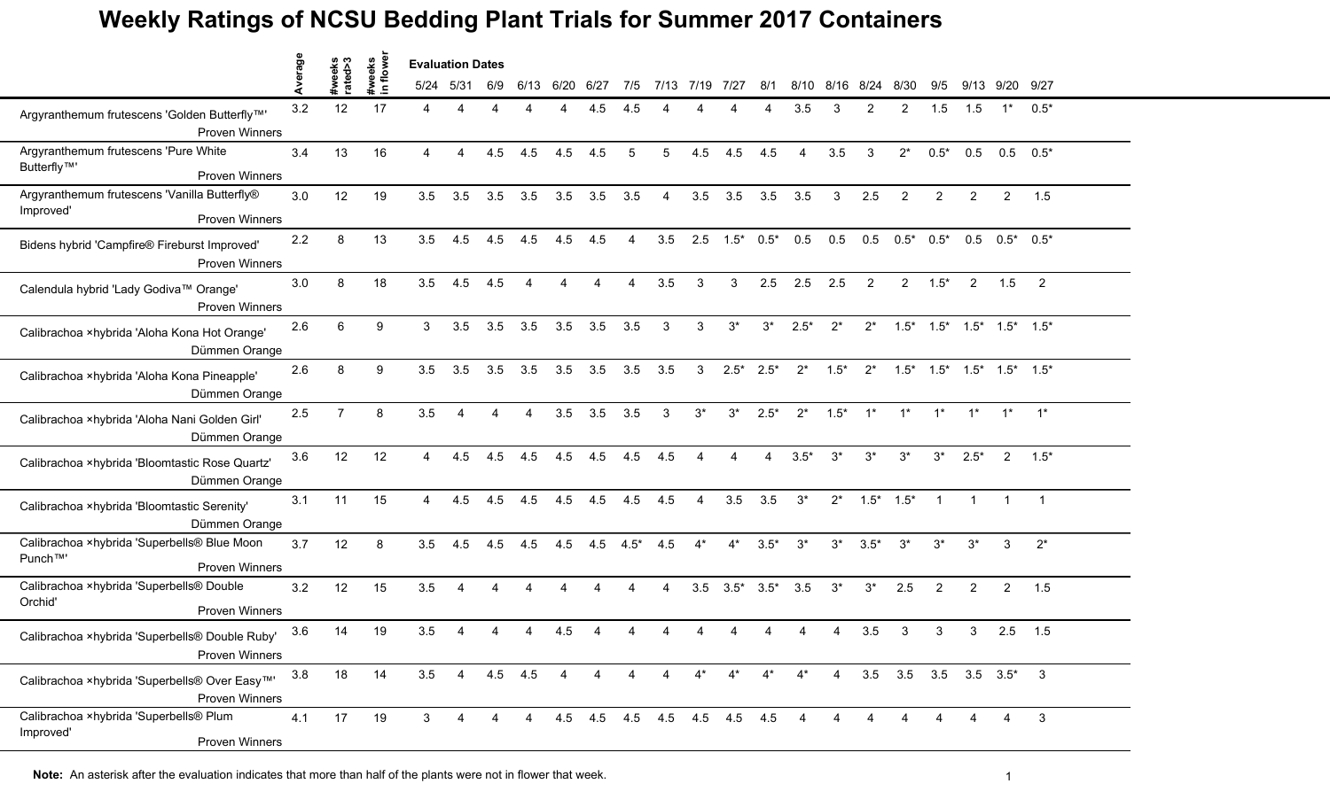# Weekly Ratings of NCSU Bedding Plant Trials for Summer 2017 Containers

| | Average | #weeks rated>3 | #weeks in flower | 5/24 | 5/31 | 6/9 | 6/13 | 6/20 | 6/27 | 7/5 | 7/13 | 7/19 | 7/27 | 8/1 | 8/10 | 8/16 | 8/24 | 8/30 | 9/5 | 9/13 | 9/20 | 9/27 |
|---|---|---|---|---|---|---|---|---|---|---|---|---|---|---|---|---|---|---|---|---|---|---|
| | | | | **Evaluation Dates** | | | | | | | | | | | | | | | | | | |
| Argyranthemum frutescens 'Golden Butterfly™' Proven Winners | 3.2 | 12 | 17 | 4 | 4 | 4 | 4 | 4 | 4.5 | 4.5 | 4 | 4 | 4 | 4 | 3.5 | 3 | 2 | 2 | 1.5 | 1.5 | 1* | 0.5* |
| Argyranthemum frutescens 'Pure White Butterfly™' Proven Winners | 3.4 | 13 | 16 | 4 | 4 | 4.5 | 4.5 | 4.5 | 4.5 | 5 | 5 | 4.5 | 4.5 | 4.5 | 4 | 3.5 | 3 | 2* | 0.5* | 0.5 | 0.5 | 0.5* |
| Argyranthemum frutescens 'Vanilla Butterfly® Improved' Proven Winners | 3.0 | 12 | 19 | 3.5 | 3.5 | 3.5 | 3.5 | 3.5 | 3.5 | 3.5 | 4 | 3.5 | 3.5 | 3.5 | 3.5 | 3 | 2.5 | 2 | 2 | 2 | 2 | 1.5 |
| Bidens hybrid 'Campfire® Fireburst Improved' Proven Winners | 2.2 | 8 | 13 | 3.5 | 4.5 | 4.5 | 4.5 | 4.5 | 4.5 | 4 | 3.5 | 2.5 | 1.5* | 0.5* | 0.5 | 0.5 | 0.5 | 0.5* | 0.5* | 0.5 | 0.5* | 0.5* |
| Calendula hybrid 'Lady Godiva™ Orange' Proven Winners | 3.0 | 8 | 18 | 3.5 | 4.5 | 4.5 | 4 | 4 | 4 | 4 | 3.5 | 3 | 3 | 2.5 | 2.5 | 2.5 | 2 | 2 | 1.5* | 2 | 1.5 | 2 |
| Calibrachoa ×hybrida 'Aloha Kona Hot Orange' Dümmen Orange | 2.6 | 6 | 9 | 3 | 3.5 | 3.5 | 3.5 | 3.5 | 3.5 | 3.5 | 3 | 3 | 3* | 3* | 2.5* | 2* | 2* | 1.5* | 1.5* | 1.5* | 1.5* | 1.5* |
| Calibrachoa ×hybrida 'Aloha Kona Pineapple' Dümmen Orange | 2.6 | 8 | 9 | 3.5 | 3.5 | 3.5 | 3.5 | 3.5 | 3.5 | 3.5 | 3.5 | 3 | 2.5* | 2.5* | 2* | 1.5* | 2* | 1.5* | 1.5* | 1.5* | 1.5* | 1.5* |
| Calibrachoa ×hybrida 'Aloha Nani Golden Girl' Dümmen Orange | 2.5 | 7 | 8 | 3.5 | 4 | 4 | 4 | 3.5 | 3.5 | 3.5 | 3 | 3* | 3* | 2.5* | 2* | 1.5* | 1* | 1* | 1* | 1* | 1* | 1* |
| Calibrachoa ×hybrida 'Bloomtastic Rose Quartz' Dümmen Orange | 3.6 | 12 | 12 | 4 | 4.5 | 4.5 | 4.5 | 4.5 | 4.5 | 4.5 | 4.5 | 4 | 4 | 4 | 3.5* | 3* | 3* | 3* | 3* | 2.5* | 2 | 1.5* |
| Calibrachoa ×hybrida 'Bloomtastic Serenity' Dümmen Orange | 3.1 | 11 | 15 | 4 | 4.5 | 4.5 | 4.5 | 4.5 | 4.5 | 4.5 | 4.5 | 4 | 3.5 | 3.5 | 3* | 2* | 1.5* | 1.5* | 1 | 1 | 1 | 1 |
| Calibrachoa ×hybrida 'Superbells® Blue Moon Punch™' Proven Winners | 3.7 | 12 | 8 | 3.5 | 4.5 | 4.5 | 4.5 | 4.5 | 4.5 | 4.5* | 4.5 | 4* | 4* | 3.5* | 3* | 3* | 3.5* | 3* | 3* | 3* | 3 | 2* |
| Calibrachoa ×hybrida 'Superbells® Double Orchid' Proven Winners | 3.2 | 12 | 15 | 3.5 | 4 | 4 | 4 | 4 | 4 | 4 | 4 | 3.5 | 3.5* | 3.5* | 3.5 | 3* | 3* | 2.5 | 2 | 2 | 2 | 1.5 |
| Calibrachoa ×hybrida 'Superbells® Double Ruby' Proven Winners | 3.6 | 14 | 19 | 3.5 | 4 | 4 | 4 | 4.5 | 4 | 4 | 4 | 4 | 4 | 4 | 4 | 4 | 3.5 | 3 | 3 | 3 | 2.5 | 1.5 |
| Calibrachoa ×hybrida 'Superbells® Over Easy™' Proven Winners | 3.8 | 18 | 14 | 3.5 | 4 | 4.5 | 4.5 | 4 | 4 | 4 | 4 | 4* | 4* | 4* | 4* | 4 | 3.5 | 3.5 | 3.5 | 3.5 | 3.5* | 3 |
| Calibrachoa ×hybrida 'Superbells® Plum Improved' Proven Winners | 4.1 | 17 | 19 | 3 | 4 | 4 | 4 | 4.5 | 4.5 | 4.5 | 4.5 | 4.5 | 4.5 | 4.5 | 4 | 4 | 4 | 4 | 4 | 4 | 4 | 3 |

**Note:** An asterisk after the evaluation indicates that more than half of the plants were not in flower that week.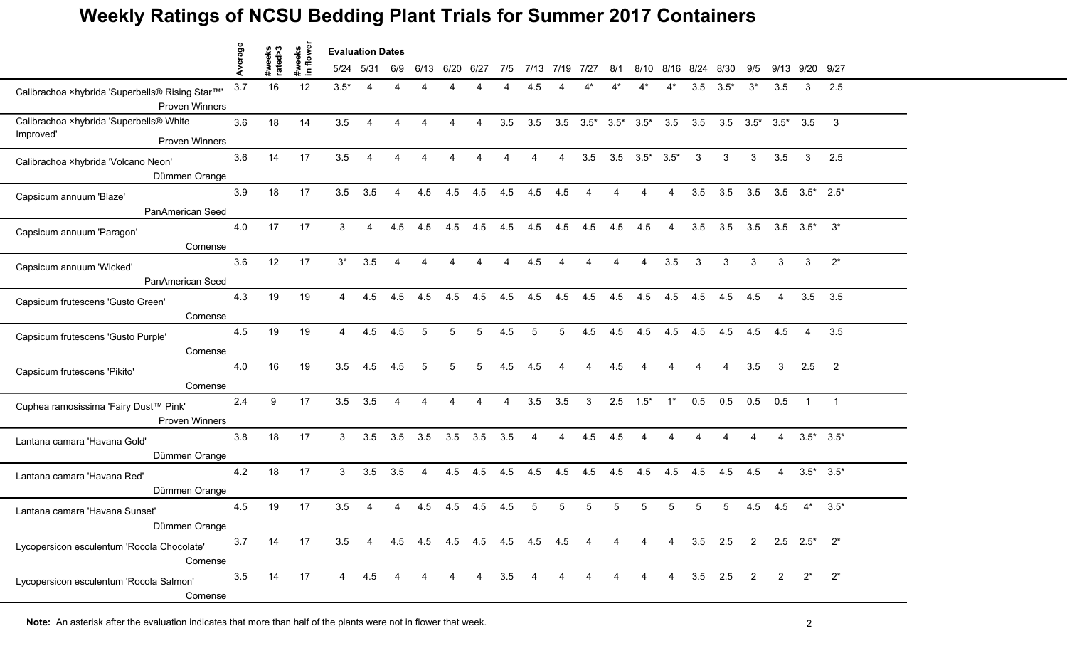# Weekly Ratings of NCSU Bedding Plant Trials for Summer 2017 Containers

| | Average | #weeks rated>3 | #weeks in flower | 5/24 | 5/31 | 6/9 | 6/13 | 6/20 | 6/27 | 7/5 | 7/13 | 7/19 | 7/27 | 8/1 | 8/10 | 8/16 | 8/24 | 8/30 | 9/5 | 9/13 | 9/20 | 9/27 |
|---|---|---|---|---|---|---|---|---|---|---|---|---|---|---|---|---|---|---|---|---|---|---|
| | | | | **Evaluation Dates** | | | | | | | | | | | | | | | | | | |
| Calibrachoa ×hybrida 'Superbells® Rising Star™' Proven Winners | 3.7 | 16 | 12 | 3.5* | 4 | 4 | 4 | 4 | 4 | 4 | 4.5 | 4 | 4* | 4* | 4* | 4* | 3.5 | 3.5* | 3* | 3.5 | 3 | 2.5 |
| Calibrachoa ×hybrida 'Superbells® White Improved' Proven Winners | 3.6 | 18 | 14 | 3.5 | 4 | 4 | 4 | 4 | 4 | 3.5 | 3.5 | 3.5 | 3.5* | 3.5* | 3.5* | 3.5 | 3.5 | 3.5 | 3.5* | 3.5* | 3.5 | 3 |
| Calibrachoa ×hybrida 'Volcano Neon' Dümmen Orange | 3.6 | 14 | 17 | 3.5 | 4 | 4 | 4 | 4 | 4 | 4 | 4 | 4 | 3.5 | 3.5 | 3.5* | 3.5* | 3 | 3 | 3 | 3.5 | 3 | 2.5 |
| Capsicum annuum 'Blaze' PanAmerican Seed | 3.9 | 18 | 17 | 3.5 | 3.5 | 4 | 4.5 | 4.5 | 4.5 | 4.5 | 4.5 | 4.5 | 4 | 4 | 4 | 4 | 3.5 | 3.5 | 3.5 | 3.5 | 3.5* | 2.5* |
| Capsicum annuum 'Paragon' Comense | 4.0 | 17 | 17 | 3 | 4 | 4.5 | 4.5 | 4.5 | 4.5 | 4.5 | 4.5 | 4.5 | 4.5 | 4.5 | 4.5 | 4 | 3.5 | 3.5 | 3.5 | 3.5 | 3.5* | 3* |
| Capsicum annuum 'Wicked' PanAmerican Seed | 3.6 | 12 | 17 | 3* | 3.5 | 4 | 4 | 4 | 4 | 4 | 4.5 | 4 | 4 | 4 | 4 | 3.5 | 3 | 3 | 3 | 3 | 3 | 2* |
| Capsicum frutescens 'Gusto Green' Comense | 4.3 | 19 | 19 | 4 | 4.5 | 4.5 | 4.5 | 4.5 | 4.5 | 4.5 | 4.5 | 4.5 | 4.5 | 4.5 | 4.5 | 4.5 | 4.5 | 4.5 | 4.5 | 4 | 3.5 | 3.5 |
| Capsicum frutescens 'Gusto Purple' Comense | 4.5 | 19 | 19 | 4 | 4.5 | 4.5 | 5 | 5 | 5 | 4.5 | 5 | 5 | 4.5 | 4.5 | 4.5 | 4.5 | 4.5 | 4.5 | 4.5 | 4.5 | 4 | 3.5 |
| Capsicum frutescens 'Pikito' Comense | 4.0 | 16 | 19 | 3.5 | 4.5 | 4.5 | 5 | 5 | 5 | 4.5 | 4.5 | 4 | 4 | 4.5 | 4 | 4 | 4 | 4 | 3.5 | 3 | 2.5 | 2 |
| Cuphea ramosissima 'Fairy Dust™ Pink' Proven Winners | 2.4 | 9 | 17 | 3.5 | 3.5 | 4 | 4 | 4 | 4 | 4 | 3.5 | 3.5 | 3 | 2.5 | 1.5* | 1* | 0.5 | 0.5 | 0.5 | 0.5 | 1 | 1 |
| Lantana camara 'Havana Gold' Dümmen Orange | 3.8 | 18 | 17 | 3 | 3.5 | 3.5 | 3.5 | 3.5 | 3.5 | 3.5 | 4 | 4 | 4.5 | 4.5 | 4 | 4 | 4 | 4 | 4 | 4 | 3.5* | 3.5* |
| Lantana camara 'Havana Red' Dümmen Orange | 4.2 | 18 | 17 | 3 | 3.5 | 3.5 | 4 | 4.5 | 4.5 | 4.5 | 4.5 | 4.5 | 4.5 | 4.5 | 4.5 | 4.5 | 4.5 | 4.5 | 4.5 | 4 | 3.5* | 3.5* |
| Lantana camara 'Havana Sunset' Dümmen Orange | 4.5 | 19 | 17 | 3.5 | 4 | 4 | 4.5 | 4.5 | 4.5 | 4.5 | 5 | 5 | 5 | 5 | 5 | 5 | 5 | 5 | 4.5 | 4.5 | 4* | 3.5* |
| Lycopersicon esculentum 'Rocola Chocolate' Comense | 3.7 | 14 | 17 | 3.5 | 4 | 4.5 | 4.5 | 4.5 | 4.5 | 4.5 | 4.5 | 4.5 | 4 | 4 | 4 | 4 | 3.5 | 2.5 | 2 | 2.5 | 2.5* | 2* |
| Lycopersicon esculentum 'Rocola Salmon' Comense | 3.5 | 14 | 17 | 4 | 4.5 | 4 | 4 | 4 | 4 | 3.5 | 4 | 4 | 4 | 4 | 4 | 4 | 3.5 | 2.5 | 2 | 2 | 2* | 2* |

**Note:** An asterisk after the evaluation indicates that more than half of the plants were not in flower that week.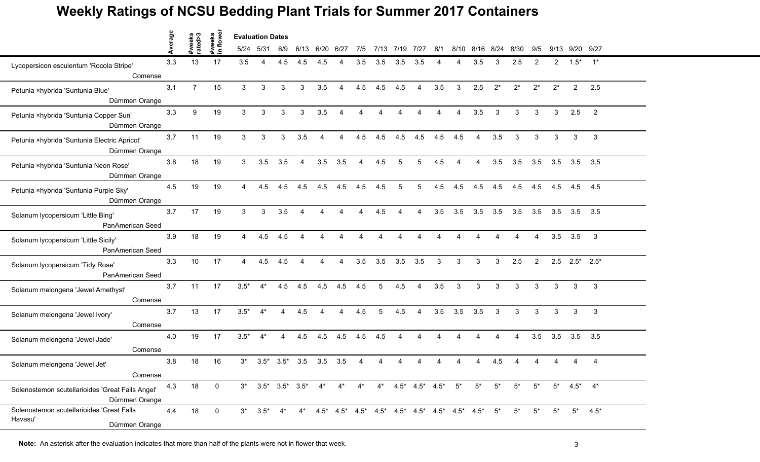# Weekly Ratings of NCSU Bedding Plant Trials for Summer 2017 Containers

| | Average | #weeks rated>3 | #weeks in flower | 5/24 | 5/31 | 6/9 | 6/13 | 6/20 | 6/27 | 7/5 | 7/13 | 7/19 | 7/27 | 8/1 | 8/10 | 8/16 | 8/24 | 8/30 | 9/5 | 9/13 | 9/20 | 9/27 |
|---|---|---|---|---|---|---|---|---|---|---|---|---|---|---|---|---|---|---|---|---|---|---|
| | | | | Evaluation Dates | | | | | | | | | | | | | | | | | | |
| Lycopersicon esculentum 'Rocola Stripe' Comense | 3.3 | 13 | 17 | 3.5 | 4 | 4.5 | 4.5 | 4.5 | 4 | 3.5 | 3.5 | 3.5 | 3.5 | 4 | 4 | 3.5 | 3 | 2.5 | 2 | 2 | 1.5* | 1* |
| Petunia ×hybrida 'Suntunia Blue' Dümmen Orange | 3.1 | 7 | 15 | 3 | 3 | 3 | 3 | 3.5 | 4 | 4.5 | 4.5 | 4.5 | 4 | 3.5 | 3 | 2.5 | 2* | 2* | 2* | 2* | 2 | 2.5 |
| Petunia ×hybrida 'Suntunia Copper Sun' Dümmen Orange | 3.3 | 9 | 19 | 3 | 3 | 3 | 3 | 3.5 | 4 | 4 | 4 | 4 | 4 | 4 | 4 | 3.5 | 3 | 3 | 3 | 3 | 2.5 | 2 |
| Petunia ×hybrida 'Suntunia Electric Apricot' Dümmen Orange | 3.7 | 11 | 19 | 3 | 3 | 3 | 3.5 | 4 | 4 | 4.5 | 4.5 | 4.5 | 4.5 | 4.5 | 4.5 | 4 | 3.5 | 3 | 3 | 3 | 3 | 3 |
| Petunia ×hybrida 'Suntunia Neon Rose' Dümmen Orange | 3.8 | 18 | 19 | 3 | 3.5 | 3.5 | 4 | 3.5 | 3.5 | 4 | 4.5 | 5 | 5 | 4.5 | 4 | 4 | 3.5 | 3.5 | 3.5 | 3.5 | 3.5 | 3.5 |
| Petunia ×hybrida 'Suntunia Purple Sky' Dümmen Orange | 4.5 | 19 | 19 | 4 | 4.5 | 4.5 | 4.5 | 4.5 | 4.5 | 4.5 | 4.5 | 5 | 5 | 4.5 | 4.5 | 4.5 | 4.5 | 4.5 | 4.5 | 4.5 | 4.5 | 4.5 |
| Solanum lycopersicum 'Little Bing' PanAmerican Seed | 3.7 | 17 | 19 | 3 | 3 | 3.5 | 4 | 4 | 4 | 4 | 4.5 | 4 | 4 | 3.5 | 3.5 | 3.5 | 3.5 | 3.5 | 3.5 | 3.5 | 3.5 | 3.5 |
| Solanum lycopersicum 'Little Sicily' PanAmerican Seed | 3.9 | 18 | 19 | 4 | 4.5 | 4.5 | 4 | 4 | 4 | 4 | 4 | 4 | 4 | 4 | 4 | 4 | 4 | 4 | 4 | 3.5 | 3.5 | 3 |
| Solanum lycopersicum 'Tidy Rose' PanAmerican Seed | 3.3 | 10 | 17 | 4 | 4.5 | 4.5 | 4 | 4 | 4 | 3.5 | 3.5 | 3.5 | 3.5 | 3 | 3 | 3 | 3 | 2.5 | 2 | 2.5 | 2.5* | 2.5* |
| Solanum melongena 'Jewel Amethyst' Comense | 3.7 | 11 | 17 | 3.5* | 4* | 4.5 | 4.5 | 4.5 | 4.5 | 4.5 | 5 | 4.5 | 4 | 3.5 | 3 | 3 | 3 | 3 | 3 | 3 | 3 | 3 |
| Solanum melongena 'Jewel Ivory' Comense | 3.7 | 13 | 17 | 3.5* | 4* | 4 | 4.5 | 4 | 4 | 4.5 | 5 | 4.5 | 4 | 3.5 | 3.5 | 3.5 | 3 | 3 | 3 | 3 | 3 | 3 |
| Solanum melongena 'Jewel Jade' Comense | 4.0 | 19 | 17 | 3.5* | 4* | 4 | 4.5 | 4.5 | 4.5 | 4.5 | 4.5 | 4 | 4 | 4 | 4 | 4 | 4 | 4 | 3.5 | 3.5 | 3.5 | 3.5 |
| Solanum melongena 'Jewel Jet' Comense | 3.8 | 18 | 16 | 3* | 3.5* | 3.5* | 3.5 | 3.5 | 3.5 | 4 | 4 | 4 | 4 | 4 | 4 | 4 | 4.5 | 4 | 4 | 4 | 4 | 4 |
| Solenostemon scutellarioides 'Great Falls Angel' Dümmen Orange | 4.3 | 18 | 0 | 3* | 3.5* | 3.5* | 3.5* | 4* | 4* | 4* | 4* | 4.5* | 4.5* | 4.5* | 5* | 5* | 5* | 5* | 5* | 5* | 4.5* | 4* |
| Solenostemon scutellarioides 'Great Falls Havasu' Dümmen Orange | 4.4 | 18 | 0 | 3* | 3.5* | 4* | 4* | 4.5* | 4.5* | 4.5* | 4.5* | 4.5* | 4.5* | 4.5* | 4.5* | 4.5* | 5* | 5* | 5* | 5* | 5* | 4.5* |

**Note:** An asterisk after the evaluation indicates that more than half of the plants were not in flower that week.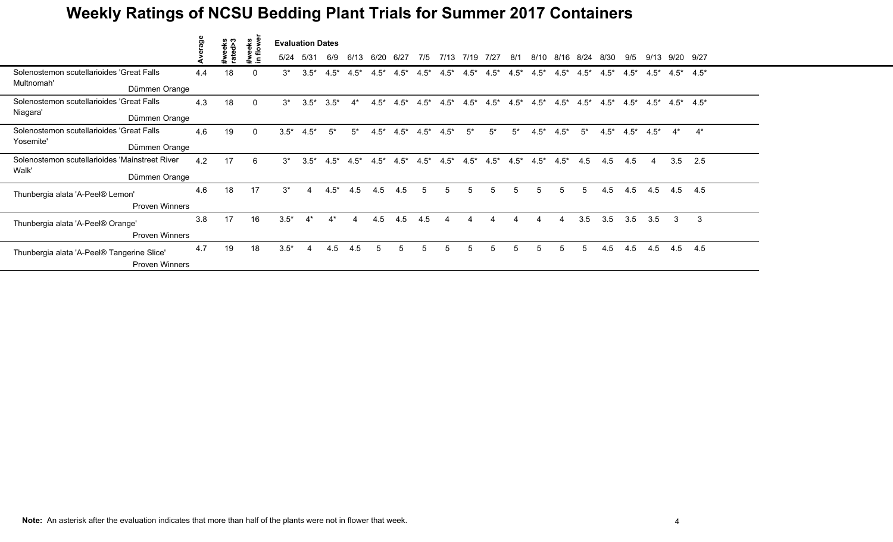# Weekly Ratings of NCSU Bedding Plant Trials for Summer 2017 Containers

| | Average | #weeks rated>3 | #weeks in flower | 5/24 | 5/31 | 6/9 | 6/13 | 6/20 | 6/27 | 7/5 | 7/13 | 7/19 | 7/27 | 8/1 | 8/10 | 8/16 | 8/24 | 8/30 | 9/5 | 9/13 | 9/20 | 9/27 |
|---|---|---|---|---|---|---|---|---|---|---|---|---|---|---|---|---|---|---|---|---|---|---|
| | | | | **Evaluation Dates** | | | | | | | | | | | | | | | | | | |
| Solenostemon scutellarioides 'Great Falls Multnomah' Dümmen Orange | 4.4 | 18 | 0 | 3* | 3.5* | 4.5* | 4.5* | 4.5* | 4.5* | 4.5* | 4.5* | 4.5* | 4.5* | 4.5* | 4.5* | 4.5* | 4.5* | 4.5* | 4.5* | 4.5* | 4.5* | 4.5* |
| Solenostemon scutellarioides 'Great Falls Niagara' Dümmen Orange | 4.3 | 18 | 0 | 3* | 3.5* | 3.5* | 4* | 4.5* | 4.5* | 4.5* | 4.5* | 4.5* | 4.5* | 4.5* | 4.5* | 4.5* | 4.5* | 4.5* | 4.5* | 4.5* | 4.5* | 4.5* |
| Solenostemon scutellarioides 'Great Falls Yosemite' Dümmen Orange | 4.6 | 19 | 0 | 3.5* | 4.5* | 5* | 5* | 4.5* | 4.5* | 4.5* | 4.5* | 5* | 5* | 5* | 4.5* | 4.5* | 5* | 4.5* | 4.5* | 4.5* | 4* | 4* |
| Solenostemon scutellarioides 'Mainstreet River Walk' Dümmen Orange | 4.2 | 17 | 6 | 3* | 3.5* | 4.5* | 4.5* | 4.5* | 4.5* | 4.5* | 4.5* | 4.5* | 4.5* | 4.5* | 4.5* | 4.5* | 4.5 | 4.5 | 4.5 | 4 | 3.5 | 2.5 |
| Thunbergia alata 'A-Peel® Lemon' Proven Winners | 4.6 | 18 | 17 | 3* | 4 | 4.5* | 4.5 | 4.5 | 4.5 | 5 | 5 | 5 | 5 | 5 | 5 | 5 | 5 | 4.5 | 4.5 | 4.5 | 4.5 | 4.5 |
| Thunbergia alata 'A-Peel® Orange' Proven Winners | 3.8 | 17 | 16 | 3.5* | 4* | 4* | 4 | 4.5 | 4.5 | 4.5 | 4 | 4 | 4 | 4 | 4 | 4 | 3.5 | 3.5 | 3.5 | 3.5 | 3 | 3 |
| Thunbergia alata 'A-Peel® Tangerine Slice' Proven Winners | 4.7 | 19 | 18 | 3.5* | 4 | 4.5 | 4.5 | 5 | 5 | 5 | 5 | 5 | 5 | 5 | 5 | 5 | 5 | 4.5 | 4.5 | 4.5 | 4.5 | 4.5 |

**Note:** An asterisk after the evaluation indicates that more than half of the plants were not in flower that week.